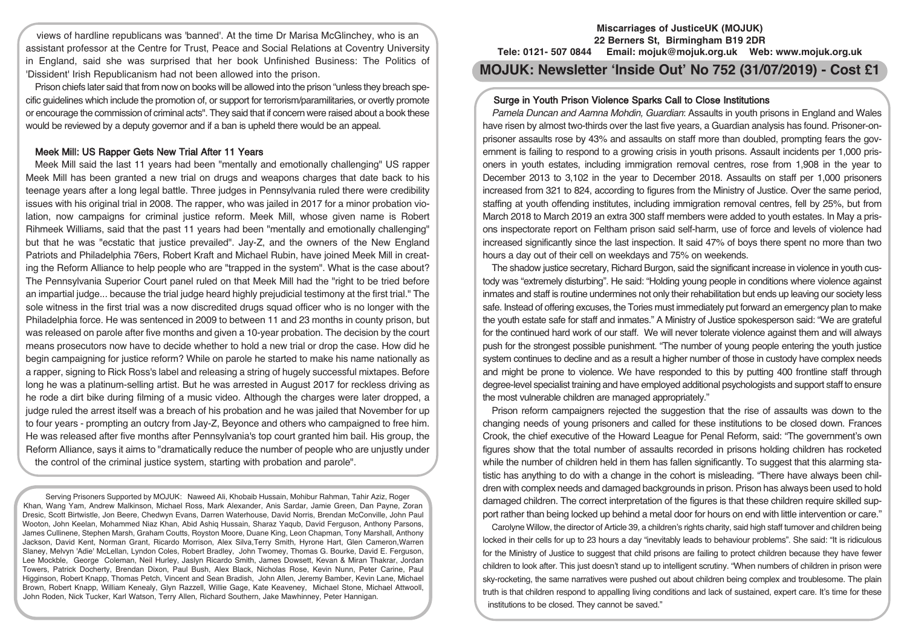views of hardline republicans was 'banned'. At the time Dr Marisa McGlinchey, who is an assistant professor at the Centre for Trust, Peace and Social Relations at Coventry University in England, said she was surprised that her book Unfinished Business: The Politics of 'Dissident' Irish Republicanism had not been allowed into the prison.

Prison chiefs later said that from now on books will be allowed into the prison "unless they breach specific guidelines which include the promotion of, or support for terrorism/paramilitaries, or overtly promote or encourage the commission of criminal acts". They said that if concern were raised about a book these would be reviewed by a deputy governor and if a ban is upheld there would be an appeal.

### Meek Mill: US Rapper Gets New Trial After 11 Years

Meek Mill said the last 11 years had been "mentally and emotionally challenging" US rapper Meek Mill has been granted a new trial on drugs and weapons charges that date back to his teenage years after a long legal battle. Three judges in Pennsylvania ruled there were credibility issues with his original trial in 2008. The rapper, who was jailed in 2017 for a minor probation violation, now campaigns for criminal justice reform. Meek Mill, whose given name is Robert Rihmeek Williams, said that the past 11 years had been "mentally and emotionally challenging" but that he was "ecstatic that justice prevailed". Jay-Z, and the owners of the New England Patriots and Philadelphia 76ers, Robert Kraft and Michael Rubin, have joined Meek Mill in creating the Reform Alliance to help people who are "trapped in the system". What is the case about? The Pennsylvania Superior Court panel ruled on that Meek Mill had the "right to be tried before an impartial judge... because the trial judge heard highly prejudicial testimony at the first trial." The sole witness in the first trial was a now discredited drugs squad officer who is no longer with the Philadelphia force. He was sentenced in 2009 to between 11 and 23 months in county prison, but was released on parole after five months and given a 10-year probation. The decision by the court means prosecutors now have to decide whether to hold a new trial or drop the case. How did he begin campaigning for justice reform? While on parole he started to make his name nationally as a rapper, signing to Rick Ross's label and releasing a string of hugely successful mixtapes. Before long he was a platinum-selling artist. But he was arrested in August 2017 for reckless driving as he rode a dirt bike during filming of a music video. Although the charges were later dropped, a judge ruled the arrest itself was a breach of his probation and he was jailed that November for up to four years - prompting an outcry from Jay-Z, Beyonce and others who campaigned to free him. He was released after five months after Pennsylvania's top court granted him bail. His group, the Reform Alliance, says it aims to "dramatically reduce the number of people who are unjustly under the control of the criminal justice system, starting with probation and parole".

Serving Prisoners Supported by MOJUK: Naweed Ali, Khobaib Hussain, Mohibur Rahman, Tahir Aziz, Roger Khan, Wang Yam, Andrew Malkinson, Michael Ross, Mark Alexander, Anis Sardar, Jamie Green, Dan Payne, Zoran Dresic, Scott Birtwistle, Jon Beere, Chedwyn Evans, Darren Waterhouse, David Norris, Brendan McConville, John Paul Wooton, John Keelan, Mohammed Niaz Khan, Abid Ashiq Hussain, Sharaz Yaqub, David Ferguson, Anthony Parsons, James Cullinene, Stephen Marsh, Graham Coutts, Royston Moore, Duane King, Leon Chapman, Tony Marshall, Anthony Jackson, David Kent, Norman Grant, Ricardo Morrison, Alex Silva,Terry Smith, Hyrone Hart, Glen Cameron,Warren Slaney, Melvyn 'Adie' McLellan, Lyndon Coles, Robert Bradley, John Twomey, Thomas G. Bourke, David E. Ferguson, Lee Mockble, George Coleman, Neil Hurley, Jaslyn Ricardo Smith, James Dowsett, Kevan & Miran Thakrar, Jordan Towers, Patrick Docherty, Brendan Dixon, Paul Bush, Alex Black, Nicholas Rose, Kevin Nunn, Peter Carine, Paul Higginson, Robert Knapp, Thomas Petch, Vincent and Sean Bradish, John Allen, Jeremy Bamber, Kevin Lane, Michael Brown, Robert Knapp, William Kenealy, Glyn Razzell, Willie Gage, Kate Keaveney, Michael Stone, Michael Attwooll, John Roden, Nick Tucker, Karl Watson, Terry Allen, Richard Southern, Jake Mawhinney, Peter Hannigan.

**Miscarriages of JusticeUK (MOJUK)**
**22 Berners St, Birmingham B19 2DR**
**Tele: 0121- 507 0844 Email: mojuk@mojuk.org.uk Web: www.mojuk.org.uk**

# MOJUK: Newsletter 'Inside Out' No 752 (31/07/2019) - Cost £1

### Surge in Youth Prison Violence Sparks Call to Close Institutions

*Pamela Duncan and Aamna Mohdin, Guardian*: Assaults in youth prisons in England and Wales have risen by almost two-thirds over the last five years, a Guardian analysis has found. Prisoner-on-prisoner assaults rose by 43% and assaults on staff more than doubled, prompting fears the government is failing to respond to a growing crisis in youth prisons. Assault incidents per 1,000 prisoners in youth estates, including immigration removal centres, rose from 1,908 in the year to December 2013 to 3,102 in the year to December 2018. Assaults on staff per 1,000 prisoners increased from 321 to 824, according to figures from the Ministry of Justice. Over the same period, staffing at youth offending institutes, including immigration removal centres, fell by 25%, but from March 2018 to March 2019 an extra 300 staff members were added to youth estates. In May a prisons inspectorate report on Feltham prison said self-harm, use of force and levels of violence had increased significantly since the last inspection. It said 47% of boys there spent no more than two hours a day out of their cell on weekdays and 75% on weekends.

The shadow justice secretary, Richard Burgon, said the significant increase in violence in youth custody was "extremely disturbing". He said: "Holding young people in conditions where violence against inmates and staff is routine undermines not only their rehabilitation but ends up leaving our society less safe. Instead of offering excuses, the Tories must immediately put forward an emergency plan to make the youth estate safe for staff and inmates." A Ministry of Justice spokesperson said: "We are grateful for the continued hard work of our staff. We will never tolerate violence against them and will always push for the strongest possible punishment. "The number of young people entering the youth justice system continues to decline and as a result a higher number of those in custody have complex needs and might be prone to violence. We have responded to this by putting 400 frontline staff through degree-level specialist training and have employed additional psychologists and support staff to ensure the most vulnerable children are managed appropriately."

Prison reform campaigners rejected the suggestion that the rise of assaults was down to the changing needs of young prisoners and called for these institutions to be closed down. Frances Crook, the chief executive of the Howard League for Penal Reform, said: "The government's own figures show that the total number of assaults recorded in prisons holding children has rocketed while the number of children held in them has fallen significantly. To suggest that this alarming statistic has anything to do with a change in the cohort is misleading. "There have always been children with complex needs and damaged backgrounds in prison. Prison has always been used to hold damaged children. The correct interpretation of the figures is that these children require skilled support rather than being locked up behind a metal door for hours on end with little intervention or care."

Carolyne Willow, the director of Article 39, a children's rights charity, said high staff turnover and children being locked in their cells for up to 23 hours a day "inevitably leads to behaviour problems". She said: "It is ridiculous for the Ministry of Justice to suggest that child prisons are failing to protect children because they have fewer children to look after. This just doesn't stand up to intelligent scrutiny. "When numbers of children in prison were sky-rocketing, the same narratives were pushed out about children being complex and troublesome. The plain truth is that children respond to appalling living conditions and lack of sustained, expert care. It's time for these institutions to be closed. They cannot be saved."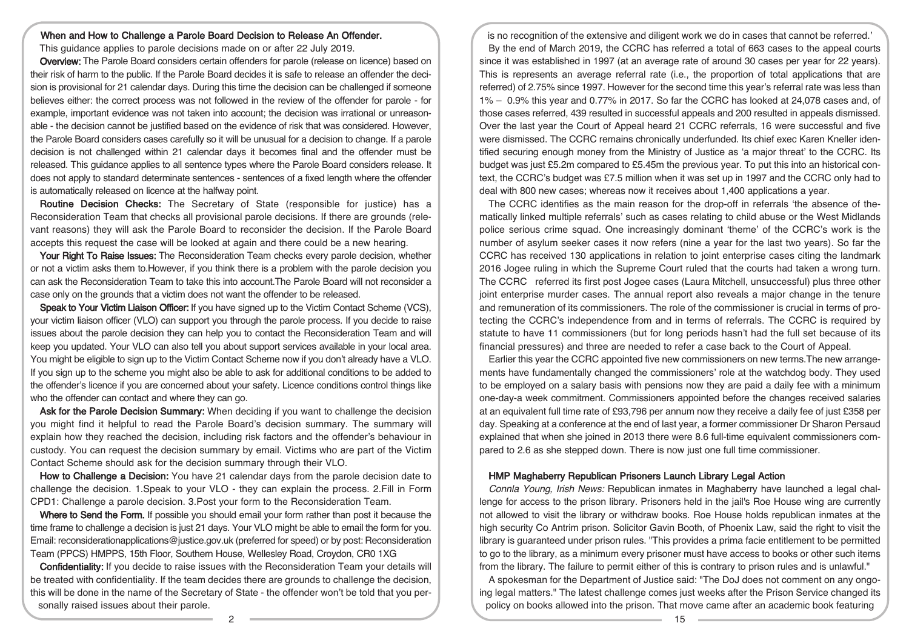## When and How to Challenge a Parole Board Decision to Release An Offender.

This guidance applies to parole decisions made on or after 22 July 2019.

**Overview:** The Parole Board considers certain offenders for parole (release on licence) based on their risk of harm to the public. If the Parole Board decides it is safe to release an offender the decision is provisional for 21 calendar days. During this time the decision can be challenged if someone believes either: the correct process was not followed in the review of the offender for parole - for example, important evidence was not taken into account; the decision was irrational or unreasonable - the decision cannot be justified based on the evidence of risk that was considered. However, the Parole Board considers cases carefully so it will be unusual for a decision to change. If a parole decision is not challenged within 21 calendar days it becomes final and the offender must be released. This guidance applies to all sentence types where the Parole Board considers release. It does not apply to standard determinate sentences - sentences of a fixed length where the offender is automatically released on licence at the halfway point.

**Routine Decision Checks:** The Secretary of State (responsible for justice) has a Reconsideration Team that checks all provisional parole decisions. If there are grounds (relevant reasons) they will ask the Parole Board to reconsider the decision. If the Parole Board accepts this request the case will be looked at again and there could be a new hearing.

**Your Right To Raise Issues:** The Reconsideration Team checks every parole decision, whether or not a victim asks them to.However, if you think there is a problem with the parole decision you can ask the Reconsideration Team to take this into account.The Parole Board will not reconsider a case only on the grounds that a victim does not want the offender to be released.

**Speak to Your Victim Liaison Officer:** If you have signed up to the Victim Contact Scheme (VCS), your victim liaison officer (VLO) can support you through the parole process. If you decide to raise issues about the parole decision they can help you to contact the Reconsideration Team and will keep you updated. Your VLO can also tell you about support services available in your local area. You might be eligible to sign up to the Victim Contact Scheme now if you don't already have a VLO. If you sign up to the scheme you might also be able to ask for additional conditions to be added to the offender's licence if you are concerned about your safety. Licence conditions control things like who the offender can contact and where they can go.

**Ask for the Parole Decision Summary:** When deciding if you want to challenge the decision you might find it helpful to read the Parole Board's decision summary. The summary will explain how they reached the decision, including risk factors and the offender's behaviour in custody. You can request the decision summary by email. Victims who are part of the Victim Contact Scheme should ask for the decision summary through their VLO.

**How to Challenge a Decision:** You have 21 calendar days from the parole decision date to challenge the decision. 1.Speak to your VLO - they can explain the process. 2.Fill in Form CPD1: Challenge a parole decision. 3.Post your form to the Reconsideration Team.

**Where to Send the Form.** If possible you should email your form rather than post it because the time frame to challenge a decision is just 21 days. Your VLO might be able to email the form for you. Email: reconsiderationapplications@justice.gov.uk (preferred for speed) or by post: Reconsideration Team (PPCS) HMPPS, 15th Floor, Southern House, Wellesley Road, Croydon, CR0 1XG

**Confidentiality:** If you decide to raise issues with the Reconsideration Team your details will be treated with confidentiality. If the team decides there are grounds to challenge the decision, this will be done in the name of the Secretary of State - the offender won't be told that you personally raised issues about their parole.

is no recognition of the extensive and diligent work we do in cases that cannot be referred.'

By the end of March 2019, the CCRC has referred a total of 663 cases to the appeal courts since it was established in 1997 (at an average rate of around 30 cases per year for 22 years). This is represents an average referral rate (i.e., the proportion of total applications that are referred) of 2.75% since 1997. However for the second time this year's referral rate was less than 1% – 0.9% this year and 0.77% in 2017. So far the CCRC has looked at 24,078 cases and, of those cases referred, 439 resulted in successful appeals and 200 resulted in appeals dismissed. Over the last year the Court of Appeal heard 21 CCRC referrals, 16 were successful and five were dismissed. The CCRC remains chronically underfunded. Its chief exec Karen Kneller identified securing enough money from the Ministry of Justice as 'a major threat' to the CCRC. Its budget was just £5.2m compared to £5.45m the previous year. To put this into an historical context, the CCRC's budget was £7.5 million when it was set up in 1997 and the CCRC only had to deal with 800 new cases; whereas now it receives about 1,400 applications a year.

The CCRC identifies as the main reason for the drop-off in referrals 'the absence of thematically linked multiple referrals' such as cases relating to child abuse or the West Midlands police serious crime squad. One increasingly dominant 'theme' of the CCRC's work is the number of asylum seeker cases it now refers (nine a year for the last two years). So far the CCRC has received 130 applications in relation to joint enterprise cases citing the landmark 2016 Jogee ruling in which the Supreme Court ruled that the courts had taken a wrong turn. The CCRC referred its first post Jogee cases (Laura Mitchell, unsuccessful) plus three other joint enterprise murder cases. The annual report also reveals a major change in the tenure and remuneration of its commissioners. The role of the commissioner is crucial in terms of protecting the CCRC's independence from and in terms of referrals. The CCRC is required by statute to have 11 commissioners (but for long periods hasn't had the full set because of its financial pressures) and three are needed to refer a case back to the Court of Appeal.

Earlier this year the CCRC appointed five new commissioners on new terms.The new arrangements have fundamentally changed the commissioners' role at the watchdog body. They used to be employed on a salary basis with pensions now they are paid a daily fee with a minimum one-day-a week commitment. Commissioners appointed before the changes received salaries at an equivalent full time rate of £93,796 per annum now they receive a daily fee of just £358 per day. Speaking at a conference at the end of last year, a former commissioner Dr Sharon Persaud explained that when she joined in 2013 there were 8.6 full-time equivalent commissioners compared to 2.6 as she stepped down. There is now just one full time commissioner.

## HMP Maghaberry Republican Prisoners Launch Library Legal Action

*Connla Young, Irish News:* Republican inmates in Maghaberry have launched a legal challenge for access to the prison library. Prisoners held in the jail's Roe House wing are currently not allowed to visit the library or withdraw books. Roe House holds republican inmates at the high security Co Antrim prison. Solicitor Gavin Booth, of Phoenix Law, said the right to visit the library is guaranteed under prison rules. "This provides a prima facie entitlement to be permitted to go to the library, as a minimum every prisoner must have access to books or other such items from the library. The failure to permit either of this is contrary to prison rules and is unlawful."

A spokesman for the Department of Justice said: "The DoJ does not comment on any ongoing legal matters." The latest challenge comes just weeks after the Prison Service changed its policy on books allowed into the prison. That move came after an academic book featuring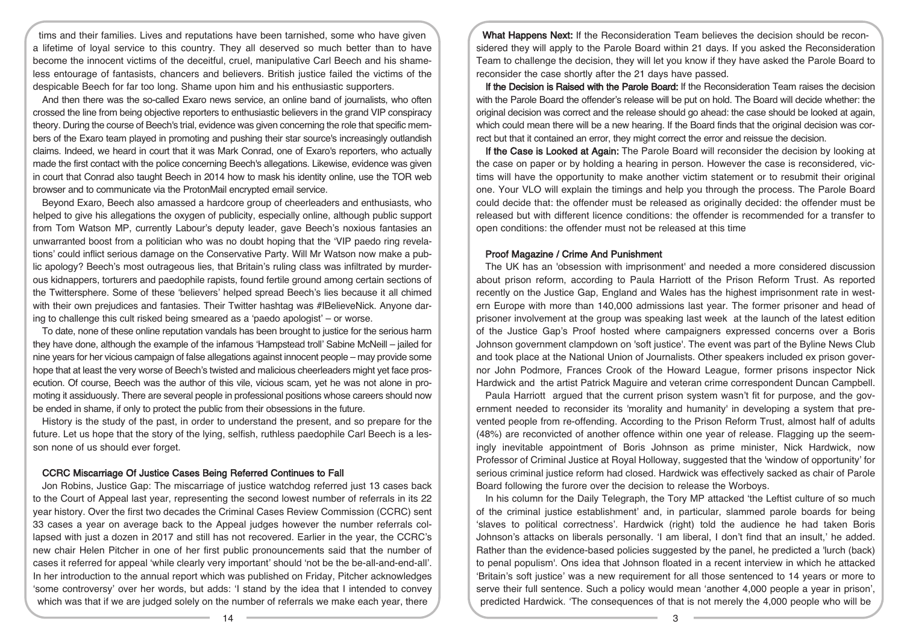tims and their families. Lives and reputations have been tarnished, some who have given a lifetime of loyal service to this country. They all deserved so much better than to have become the innocent victims of the deceitful, cruel, manipulative Carl Beech and his shameless entourage of fantasists, chancers and believers. British justice failed the victims of the despicable Beech for far too long. Shame upon him and his enthusiastic supporters.

And then there was the so-called Exaro news service, an online band of journalists, who often crossed the line from being objective reporters to enthusiastic believers in the grand VIP conspiracy theory. During the course of Beech's trial, evidence was given concerning the role that specific members of the Exaro team played in promoting and pushing their star source's increasingly outlandish claims. Indeed, we heard in court that it was Mark Conrad, one of Exaro's reporters, who actually made the first contact with the police concerning Beech's allegations. Likewise, evidence was given in court that Conrad also taught Beech in 2014 how to mask his identity online, use the TOR web browser and to communicate via the ProtonMail encrypted email service.

Beyond Exaro, Beech also amassed a hardcore group of cheerleaders and enthusiasts, who helped to give his allegations the oxygen of publicity, especially online, although public support from Tom Watson MP, currently Labour's deputy leader, gave Beech's noxious fantasies an unwarranted boost from a politician who was no doubt hoping that the 'VIP paedo ring revelations' could inflict serious damage on the Conservative Party. Will Mr Watson now make a public apology? Beech's most outrageous lies, that Britain's ruling class was infiltrated by murderous kidnappers, torturers and paedophile rapists, found fertile ground among certain sections of the Twittersphere. Some of these 'believers' helped spread Beech's lies because it all chimed with their own prejudices and fantasies. Their Twitter hashtag was #IBelieveNick. Anyone daring to challenge this cult risked being smeared as a 'paedo apologist' – or worse.

To date, none of these online reputation vandals has been brought to justice for the serious harm they have done, although the example of the infamous 'Hampstead troll' Sabine McNeill – jailed for nine years for her vicious campaign of false allegations against innocent people – may provide some hope that at least the very worse of Beech's twisted and malicious cheerleaders might yet face prosecution. Of course, Beech was the author of this vile, vicious scam, yet he was not alone in promoting it assiduously. There are several people in professional positions whose careers should now be ended in shame, if only to protect the public from their obsessions in the future.

History is the study of the past, in order to understand the present, and so prepare for the future. Let us hope that the story of the lying, selfish, ruthless paedophile Carl Beech is a lesson none of us should ever forget.

## CCRC Miscarriage Of Justice Cases Being Referred Continues to Fall

Jon Robins, Justice Gap: The miscarriage of justice watchdog referred just 13 cases back to the Court of Appeal last year, representing the second lowest number of referrals in its 22 year history. Over the first two decades the Criminal Cases Review Commission (CCRC) sent 33 cases a year on average back to the Appeal judges however the number referrals collapsed with just a dozen in 2017 and still has not recovered. Earlier in the year, the CCRC's new chair Helen Pitcher in one of her first public pronouncements said that the number of cases it referred for appeal 'while clearly very important' should 'not be the be-all-and-end-all'. In her introduction to the annual report which was published on Friday, Pitcher acknowledges 'some controversy' over her words, but adds: 'I stand by the idea that I intended to convey which was that if we are judged solely on the number of referrals we make each year, there

**What Happens Next:** If the Reconsideration Team believes the decision should be reconsidered they will apply to the Parole Board within 21 days. If you asked the Reconsideration Team to challenge the decision, they will let you know if they have asked the Parole Board to reconsider the case shortly after the 21 days have passed.

**If the Decision is Raised with the Parole Board:** If the Reconsideration Team raises the decision with the Parole Board the offender's release will be put on hold. The Board will decide whether: the original decision was correct and the release should go ahead: the case should be looked at again, which could mean there will be a new hearing. If the Board finds that the original decision was correct but that it contained an error, they might correct the error and reissue the decision.

**If the Case is Looked at Again:** The Parole Board will reconsider the decision by looking at the case on paper or by holding a hearing in person. However the case is reconsidered, victims will have the opportunity to make another victim statement or to resubmit their original one. Your VLO will explain the timings and help you through the process. The Parole Board could decide that: the offender must be released as originally decided: the offender must be released but with different licence conditions: the offender is recommended for a transfer to open conditions: the offender must not be released at this time

## Proof Magazine / Crime And Punishment

The UK has an 'obsession with imprisonment' and needed a more considered discussion about prison reform, according to Paula Harriott of the Prison Reform Trust. As reported recently on the Justice Gap, England and Wales has the highest imprisonment rate in western Europe with more than 140,000 admissions last year. The former prisoner and head of prisoner involvement at the group was speaking last week at the launch of the latest edition of the Justice Gap's Proof hosted where campaigners expressed concerns over a Boris Johnson government clampdown on 'soft justice'. The event was part of the Byline News Club and took place at the National Union of Journalists. Other speakers included ex prison governor John Podmore, Frances Crook of the Howard League, former prisons inspector Nick Hardwick and the artist Patrick Maguire and veteran crime correspondent Duncan Campbell.

Paula Harriott argued that the current prison system wasn't fit for purpose, and the government needed to reconsider its 'morality and humanity' in developing a system that prevented people from re-offending. According to the Prison Reform Trust, almost half of adults (48%) are reconvicted of another offence within one year of release. Flagging up the seemingly inevitable appointment of Boris Johnson as prime minister, Nick Hardwick, now Professor of Criminal Justice at Royal Holloway, suggested that the 'window of opportunity' for serious criminal justice reform had closed. Hardwick was effectively sacked as chair of Parole Board following the furore over the decision to release the Worboys.

In his column for the Daily Telegraph, the Tory MP attacked 'the Leftist culture of so much of the criminal justice establishment' and, in particular, slammed parole boards for being 'slaves to political correctness'. Hardwick (right) told the audience he had taken Boris Johnson's attacks on liberals personally. 'I am liberal, I don't find that an insult,' he added. Rather than the evidence-based policies suggested by the panel, he predicted a 'lurch (back) to penal populism'. Ons idea that Johnson floated in a recent interview in which he attacked 'Britain's soft justice' was a new requirement for all those sentenced to 14 years or more to serve their full sentence. Such a policy would mean 'another 4,000 people a year in prison', predicted Hardwick. 'The consequences of that is not merely the 4,000 people who will be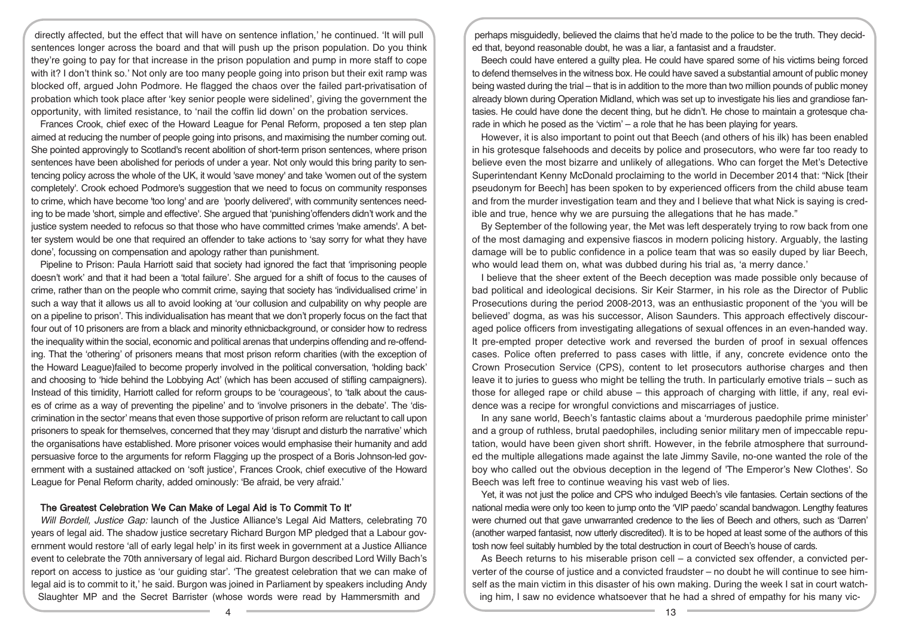directly affected, but the effect that will have on sentence inflation,' he continued. 'It will pull sentences longer across the board and that will push up the prison population. Do you think they're going to pay for that increase in the prison population and pump in more staff to cope with it? I don't think so.' Not only are too many people going into prison but their exit ramp was blocked off, argued John Podmore. He flagged the chaos over the failed part-privatisation of probation which took place after 'key senior people were sidelined', giving the government the opportunity, with limited resistance, to 'nail the coffin lid down' on the probation services.

Frances Crook, chief exec of the Howard League for Penal Reform, proposed a ten step plan aimed at reducing the number of people going into prisons, and maximising the number coming out. She pointed approvingly to Scotland's recent abolition of short-term prison sentences, where prison sentences have been abolished for periods of under a year. Not only would this bring parity to sentencing policy across the whole of the UK, it would 'save money' and take 'women out of the system completely'. Crook echoed Podmore's suggestion that we need to focus on community responses to crime, which have become 'too long' and are 'poorly delivered', with community sentences needing to be made 'short, simple and effective'. She argued that 'punishing'offenders didn't work and the justice system needed to refocus so that those who have committed crimes 'make amends'. A better system would be one that required an offender to take actions to 'say sorry for what they have done', focussing on compensation and apology rather than punishment.

Pipeline to Prison: Paula Harriott said that society had ignored the fact that 'imprisoning people doesn't work' and that it had been a 'total failure'. She argued for a shift of focus to the causes of crime, rather than on the people who commit crime, saying that society has 'individualised crime' in such a way that it allows us all to avoid looking at 'our collusion and culpability on why people are on a pipeline to prison'. This individualisation has meant that we don't properly focus on the fact that four out of 10 prisoners are from a black and minority ethnicbackground, or consider how to redress the inequality within the social, economic and political arenas that underpins offending and re-offending. That the 'othering' of prisoners means that most prison reform charities (with the exception of the Howard League)failed to become properly involved in the political conversation, 'holding back' and choosing to 'hide behind the Lobbying Act' (which has been accused of stifling campaigners). Instead of this timidity, Harriott called for reform groups to be 'courageous', to 'talk about the causes of crime as a way of preventing the pipeline' and to 'involve prisoners in the debate'. The 'discrimination in the sector' means that even those supportive of prison reform are reluctant to call upon prisoners to speak for themselves, concerned that they may 'disrupt and disturb the narrative' which the organisations have established. More prisoner voices would emphasise their humanity and add persuasive force to the arguments for reform Flagging up the prospect of a Boris Johnson-led government with a sustained attacked on 'soft justice', Frances Crook, chief executive of the Howard League for Penal Reform charity, added ominously: 'Be afraid, be very afraid.'

## The Greatest Celebration We Can Make of Legal Aid is To Commit To It'

*Will Bordell, Justice Gap:* launch of the Justice Alliance's Legal Aid Matters, celebrating 70 years of legal aid. The shadow justice secretary Richard Burgon MP pledged that a Labour government would restore 'all of early legal help' in its first week in government at a Justice Alliance event to celebrate the 70th anniversary of legal aid. Richard Burgon described Lord Willy Bach's report on access to justice as 'our guiding star'. 'The greatest celebration that we can make of legal aid is to commit to it,' he said. Burgon was joined in Parliament by speakers including Andy Slaughter MP and the Secret Barrister (whose words were read by Hammersmith and

perhaps misguidedly, believed the claims that he'd made to the police to be the truth. They decided that, beyond reasonable doubt, he was a liar, a fantasist and a fraudster.

Beech could have entered a guilty plea. He could have spared some of his victims being forced to defend themselves in the witness box. He could have saved a substantial amount of public money being wasted during the trial – that is in addition to the more than two million pounds of public money already blown during Operation Midland, which was set up to investigate his lies and grandiose fantasies. He could have done the decent thing, but he didn't. He chose to maintain a grotesque charade in which he posed as the 'victim' – a role that he has been playing for years.

However, it is also important to point out that Beech (and others of his ilk) has been enabled in his grotesque falsehoods and deceits by police and prosecutors, who were far too ready to believe even the most bizarre and unlikely of allegations. Who can forget the Met's Detective Superintendant Kenny McDonald proclaiming to the world in December 2014 that: "Nick [their pseudonym for Beech] has been spoken to by experienced officers from the child abuse team and from the murder investigation team and they and I believe that what Nick is saying is credible and true, hence why we are pursuing the allegations that he has made."

By September of the following year, the Met was left desperately trying to row back from one of the most damaging and expensive fiascos in modern policing history. Arguably, the lasting damage will be to public confidence in a police team that was so easily duped by liar Beech, who would lead them on, what was dubbed during his trial as, 'a merry dance.'

I believe that the sheer extent of the Beech deception was made possible only because of bad political and ideological decisions. Sir Keir Starmer, in his role as the Director of Public Prosecutions during the period 2008-2013, was an enthusiastic proponent of the 'you will be believed' dogma, as was his successor, Alison Saunders. This approach effectively discouraged police officers from investigating allegations of sexual offences in an even-handed way. It pre-empted proper detective work and reversed the burden of proof in sexual offences cases. Police often preferred to pass cases with little, if any, concrete evidence onto the Crown Prosecution Service (CPS), content to let prosecutors authorise charges and then leave it to juries to guess who might be telling the truth. In particularly emotive trials – such as those for alleged rape or child abuse – this approach of charging with little, if any, real evidence was a recipe for wrongful convictions and miscarriages of justice.

In any sane world, Beech's fantastic claims about a 'murderous paedophile prime minister' and a group of ruthless, brutal paedophiles, including senior military men of impeccable reputation, would have been given short shrift. However, in the febrile atmosphere that surrounded the multiple allegations made against the late Jimmy Savile, no-one wanted the role of the boy who called out the obvious deception in the legend of 'The Emperor's New Clothes'. So Beech was left free to continue weaving his vast web of lies.

Yet, it was not just the police and CPS who indulged Beech's vile fantasies. Certain sections of the national media were only too keen to jump onto the 'VIP paedo' scandal bandwagon. Lengthy features were churned out that gave unwarranted credence to the lies of Beech and others, such as 'Darren' (another warped fantasist, now utterly discredited). It is to be hoped at least some of the authors of this tosh now feel suitably humbled by the total destruction in court of Beech's house of cards.

As Beech returns to his miserable prison cell – a convicted sex offender, a convicted perverter of the course of justice and a convicted fraudster – no doubt he will continue to see himself as the main victim in this disaster of his own making. During the week I sat in court watching him, I saw no evidence whatsoever that he had a shred of empathy for his many vic-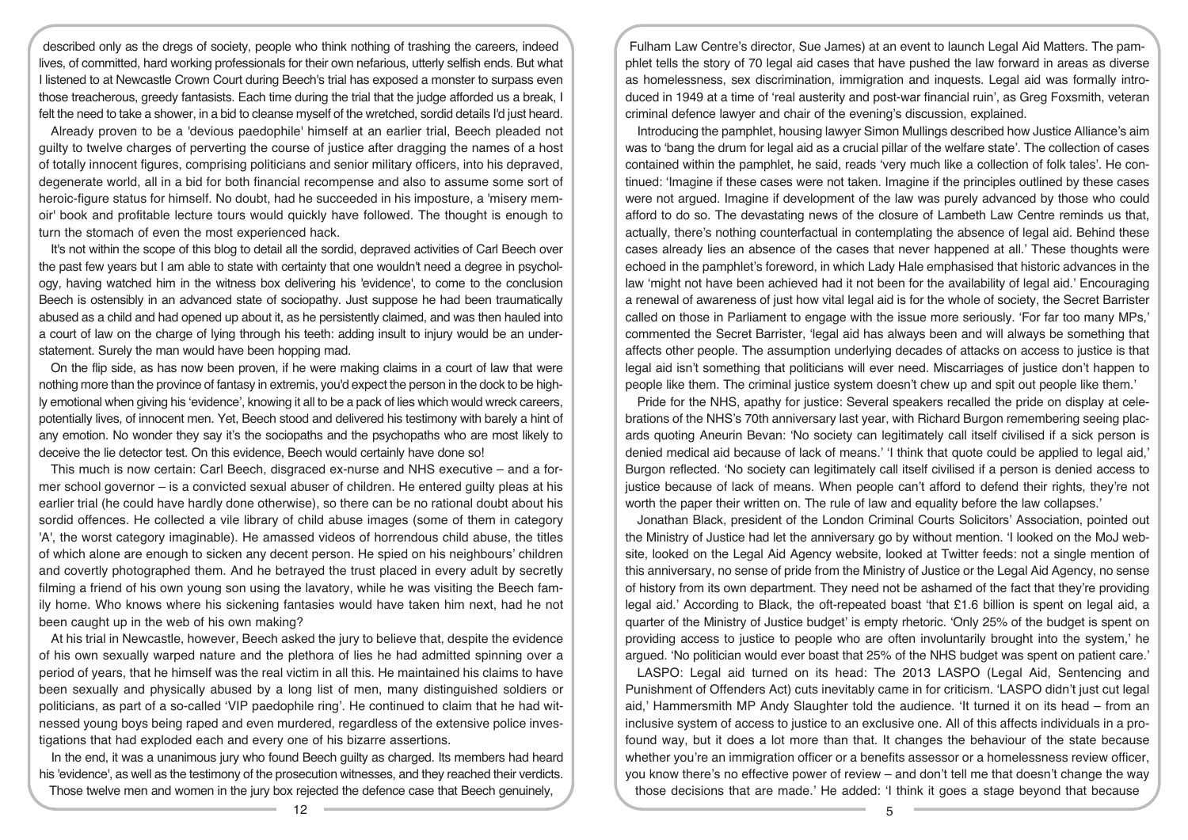described only as the dregs of society, people who think nothing of trashing the careers, indeed lives, of committed, hard working professionals for their own nefarious, utterly selfish ends. But what I listened to at Newcastle Crown Court during Beech's trial has exposed a monster to surpass even those treacherous, greedy fantasists. Each time during the trial that the judge afforded us a break, I felt the need to take a shower, in a bid to cleanse myself of the wretched, sordid details I'd just heard.

Already proven to be a 'devious paedophile' himself at an earlier trial, Beech pleaded not guilty to twelve charges of perverting the course of justice after dragging the names of a host of totally innocent figures, comprising politicians and senior military officers, into his depraved, degenerate world, all in a bid for both financial recompense and also to assume some sort of heroic-figure status for himself. No doubt, had he succeeded in his imposture, a 'misery memoir' book and profitable lecture tours would quickly have followed. The thought is enough to turn the stomach of even the most experienced hack.

It's not within the scope of this blog to detail all the sordid, depraved activities of Carl Beech over the past few years but I am able to state with certainty that one wouldn't need a degree in psychology, having watched him in the witness box delivering his 'evidence', to come to the conclusion Beech is ostensibly in an advanced state of sociopathy. Just suppose he had been traumatically abused as a child and had opened up about it, as he persistently claimed, and was then hauled into a court of law on the charge of lying through his teeth: adding insult to injury would be an understatement. Surely the man would have been hopping mad.

On the flip side, as has now been proven, if he were making claims in a court of law that were nothing more than the province of fantasy in extremis, you'd expect the person in the dock to be highly emotional when giving his 'evidence', knowing it all to be a pack of lies which would wreck careers, potentially lives, of innocent men. Yet, Beech stood and delivered his testimony with barely a hint of any emotion. No wonder they say it's the sociopaths and the psychopaths who are most likely to deceive the lie detector test. On this evidence, Beech would certainly have done so!

This much is now certain: Carl Beech, disgraced ex-nurse and NHS executive – and a former school governor – is a convicted sexual abuser of children. He entered guilty pleas at his earlier trial (he could have hardly done otherwise), so there can be no rational doubt about his sordid offences. He collected a vile library of child abuse images (some of them in category 'A', the worst category imaginable). He amassed videos of horrendous child abuse, the titles of which alone are enough to sicken any decent person. He spied on his neighbours' children and covertly photographed them. And he betrayed the trust placed in every adult by secretly filming a friend of his own young son using the lavatory, while he was visiting the Beech family home. Who knows where his sickening fantasies would have taken him next, had he not been caught up in the web of his own making?

At his trial in Newcastle, however, Beech asked the jury to believe that, despite the evidence of his own sexually warped nature and the plethora of lies he had admitted spinning over a period of years, that he himself was the real victim in all this. He maintained his claims to have been sexually and physically abused by a long list of men, many distinguished soldiers or politicians, as part of a so-called 'VIP paedophile ring'. He continued to claim that he had witnessed young boys being raped and even murdered, regardless of the extensive police investigations that had exploded each and every one of his bizarre assertions.

In the end, it was a unanimous jury who found Beech guilty as charged. Its members had heard his 'evidence', as well as the testimony of the prosecution witnesses, and they reached their verdicts. Those twelve men and women in the jury box rejected the defence case that Beech genuinely,

Fulham Law Centre's director, Sue James) at an event to launch Legal Aid Matters. The pamphlet tells the story of 70 legal aid cases that have pushed the law forward in areas as diverse as homelessness, sex discrimination, immigration and inquests. Legal aid was formally introduced in 1949 at a time of 'real austerity and post-war financial ruin', as Greg Foxsmith, veteran criminal defence lawyer and chair of the evening's discussion, explained.

Introducing the pamphlet, housing lawyer Simon Mullings described how Justice Alliance's aim was to 'bang the drum for legal aid as a crucial pillar of the welfare state'. The collection of cases contained within the pamphlet, he said, reads 'very much like a collection of folk tales'. He continued: 'Imagine if these cases were not taken. Imagine if the principles outlined by these cases were not argued. Imagine if development of the law was purely advanced by those who could afford to do so. The devastating news of the closure of Lambeth Law Centre reminds us that, actually, there's nothing counterfactual in contemplating the absence of legal aid. Behind these cases already lies an absence of the cases that never happened at all.' These thoughts were echoed in the pamphlet's foreword, in which Lady Hale emphasised that historic advances in the law 'might not have been achieved had it not been for the availability of legal aid.' Encouraging a renewal of awareness of just how vital legal aid is for the whole of society, the Secret Barrister called on those in Parliament to engage with the issue more seriously. 'For far too many MPs,' commented the Secret Barrister, 'legal aid has always been and will always be something that affects other people. The assumption underlying decades of attacks on access to justice is that legal aid isn't something that politicians will ever need. Miscarriages of justice don't happen to people like them. The criminal justice system doesn't chew up and spit out people like them.'

Pride for the NHS, apathy for justice: Several speakers recalled the pride on display at celebrations of the NHS's 70th anniversary last year, with Richard Burgon remembering seeing placards quoting Aneurin Bevan: 'No society can legitimately call itself civilised if a sick person is denied medical aid because of lack of means.' 'I think that quote could be applied to legal aid,' Burgon reflected. 'No society can legitimately call itself civilised if a person is denied access to justice because of lack of means. When people can't afford to defend their rights, they're not worth the paper their written on. The rule of law and equality before the law collapses.'

Jonathan Black, president of the London Criminal Courts Solicitors' Association, pointed out the Ministry of Justice had let the anniversary go by without mention. 'I looked on the MoJ website, looked on the Legal Aid Agency website, looked at Twitter feeds: not a single mention of this anniversary, no sense of pride from the Ministry of Justice or the Legal Aid Agency, no sense of history from its own department. They need not be ashamed of the fact that they're providing legal aid.' According to Black, the oft-repeated boast 'that £1.6 billion is spent on legal aid, a quarter of the Ministry of Justice budget' is empty rhetoric. 'Only 25% of the budget is spent on providing access to justice to people who are often involuntarily brought into the system,' he argued. 'No politician would ever boast that 25% of the NHS budget was spent on patient care.'

LASPO: Legal aid turned on its head: The 2013 LASPO (Legal Aid, Sentencing and Punishment of Offenders Act) cuts inevitably came in for criticism. 'LASPO didn't just cut legal aid,' Hammersmith MP Andy Slaughter told the audience. 'It turned it on its head – from an inclusive system of access to justice to an exclusive one. All of this affects individuals in a profound way, but it does a lot more than that. It changes the behaviour of the state because whether you're an immigration officer or a benefits assessor or a homelessness review officer, you know there's no effective power of review – and don't tell me that doesn't change the way those decisions that are made.' He added: 'I think it goes a stage beyond that because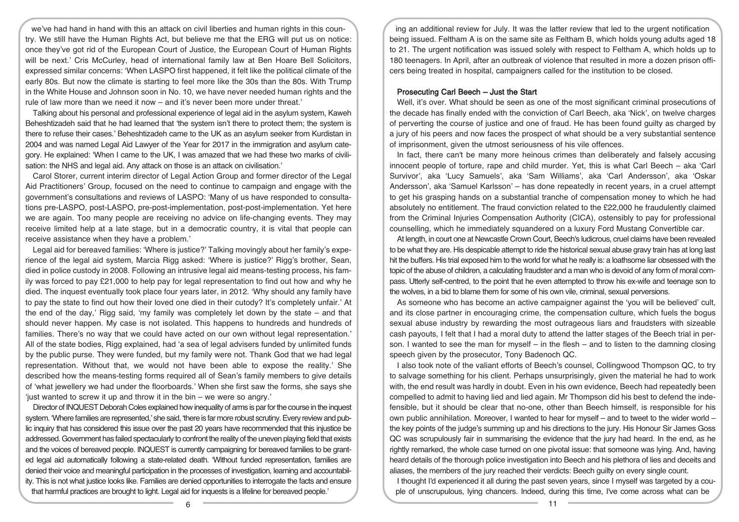we've had hand in hand with this an attack on civil liberties and human rights in this country. We still have the Human Rights Act, but believe me that the ERG will put us on notice: once they've got rid of the European Court of Justice, the European Court of Human Rights will be next.' Cris McCurley, head of international family law at Ben Hoare Bell Solicitors, expressed similar concerns: 'When LASPO first happened, it felt like the political climate of the early 80s. But now the climate is starting to feel more like the 30s than the 80s. With Trump in the White House and Johnson soon in No. 10, we have never needed human rights and the rule of law more than we need it now – and it's never been more under threat.'

Talking about his personal and professional experience of legal aid in the asylum system, Kaweh Beheshtizadeh said that he had learned that 'the system isn't there to protect them; the system is there to refuse their cases.' Beheshtizadeh came to the UK as an asylum seeker from Kurdistan in 2004 and was named Legal Aid Lawyer of the Year for 2017 in the immigration and asylum category. He explained: 'When I came to the UK, I was amazed that we had these two marks of civilisation: the NHS and legal aid. Any attack on those is an attack on civilisation.'

Carol Storer, current interim director of Legal Action Group and former director of the Legal Aid Practitioners' Group, focused on the need to continue to campaign and engage with the government's consultations and reviews of LASPO: 'Many of us have responded to consultations pre-LASPO, post-LASPO, pre-post-implementation, post-post-implementation. Yet here we are again. Too many people are receiving no advice on life-changing events. They may receive limited help at a late stage, but in a democratic country, it is vital that people can receive assistance when they have a problem.'

Legal aid for bereaved families: 'Where is justice?' Talking movingly about her family's experience of the legal aid system, Marcia Rigg asked: 'Where is justice?' Rigg's brother, Sean, died in police custody in 2008. Following an intrusive legal aid means-testing process, his family was forced to pay £21,000 to help pay for legal representation to find out how and why he died. The inquest eventually took place four years later, in 2012. 'Why should any family have to pay the state to find out how their loved one died in their cutody? It's completely unfair.' At the end of the day,' Rigg said, 'my family was completely let down by the state – and that should never happen. My case is not isolated. This happens to hundreds and hundreds of families. There's no way that we could have acted on our own without legal representation.' All of the state bodies, Rigg explained, had 'a sea of legal advisers funded by unlimited funds by the public purse. They were funded, but my family were not. Thank God that we had legal representation. Without that, we would not have been able to expose the reality.' She described how the means-testing forms required all of Sean's family members to give details of 'what jewellery we had under the floorboards.' When she first saw the forms, she says she 'just wanted to screw it up and throw it in the bin – we were so angry.'

Director of INQUEST Deborah Coles explained how inequality of arms is par for the course in the inquest system. 'Where families are represented,' she said, 'there is far more robust scrutiny. Every review and public inquiry that has considered this issue over the past 20 years have recommended that this injustice be addressed. Government has failed spectacularly to confront the reality of the uneven playing field that exists and the voices of bereaved people. INQUEST is currently campaigning for bereaved families to be granted legal aid automatically following a state-related death. 'Without funded representation, families are denied their voice and meaningful participation in the processes of investigation, learning and accountability. This is not what justice looks like. Families are denied opportunities to interrogate the facts and ensure that harmful practices are brought to light. Legal aid for inquests is a lifeline for bereaved people.'

ing an additional review for July. It was the latter review that led to the urgent notification being issued. Feltham A is on the same site as Feltham B, which holds young adults aged 18 to 21. The urgent notification was issued solely with respect to Feltham A, which holds up to 180 teenagers. In April, after an outbreak of violence that resulted in more a dozen prison officers being treated in hospital, campaigners called for the institution to be closed.

### Prosecuting Carl Beech – Just the Start

Well, it's over. What should be seen as one of the most significant criminal prosecutions of the decade has finally ended with the conviction of Carl Beech, aka 'Nick', on twelve charges of perverting the course of justice and one of fraud. He has been found guilty as charged by a jury of his peers and now faces the prospect of what should be a very substantial sentence of imprisonment, given the utmost seriousness of his vile offences.

In fact, there can't be many more heinous crimes than deliberately and falsely accusing innocent people of torture, rape and child murder. Yet, this is what Carl Beech – aka 'Carl Survivor', aka 'Lucy Samuels', aka 'Sam Williams', aka 'Carl Andersson', aka 'Oskar Andersson', aka 'Samuel Karlsson' – has done repeatedly in recent years, in a cruel attempt to get his grasping hands on a substantial tranche of compensation money to which he had absolutely no entitlement. The fraud conviction related to the £22,000 he fraudulently claimed from the Criminal Injuries Compensation Authority (CICA), ostensibly to pay for professional counselling, which he immediately squandered on a luxury Ford Mustang Convertible car.

At length, in court one at Newcastle Crown Court, Beech's ludicrous, cruel claims have been revealed to be what they are. His despicable attempt to ride the historical sexual abuse gravy train has at long last hit the buffers. His trial exposed him to the world for what he really is: a loathsome liar obsessed with the topic of the abuse of children, a calculating fraudster and a man who is devoid of any form of moral compass. Utterly self-centred, to the point that he even attempted to throw his ex-wife and teenage son to the wolves, in a bid to blame them for some of his own vile, criminal, sexual perversions.

As someone who has become an active campaigner against the 'you will be believed' cult, and its close partner in encouraging crime, the compensation culture, which fuels the bogus sexual abuse industry by rewarding the most outrageous liars and fraudsters with sizeable cash payouts, I felt that I had a moral duty to attend the latter stages of the Beech trial in person. I wanted to see the man for myself – in the flesh – and to listen to the damning closing speech given by the prosecutor, Tony Badenoch QC.

I also took note of the valiant efforts of Beech's counsel, Collingwood Thompson QC, to try to salvage something for his client. Perhaps unsurprisingly, given the material he had to work with, the end result was hardly in doubt. Even in his own evidence, Beech had repeatedly been compelled to admit to having lied and lied again. Mr Thompson did his best to defend the indefensible, but it should be clear that no-one, other than Beech himself, is responsible for his own public annihilation. Moreover, I wanted to hear for myself – and to tweet to the wider world – the key points of the judge's summing up and his directions to the jury. His Honour Sir James Goss QC was scrupulously fair in summarising the evidence that the jury had heard. In the end, as he rightly remarked, the whole case turned on one pivotal issue: that someone was lying. And, having heard details of the thorough police investigation into Beech and his plethora of lies and deceits and aliases, the members of the jury reached their verdicts: Beech guilty on every single count.

I thought I'd experienced it all during the past seven years, since I myself was targeted by a couple of unscrupulous, lying chancers. Indeed, during this time, I've come across what can be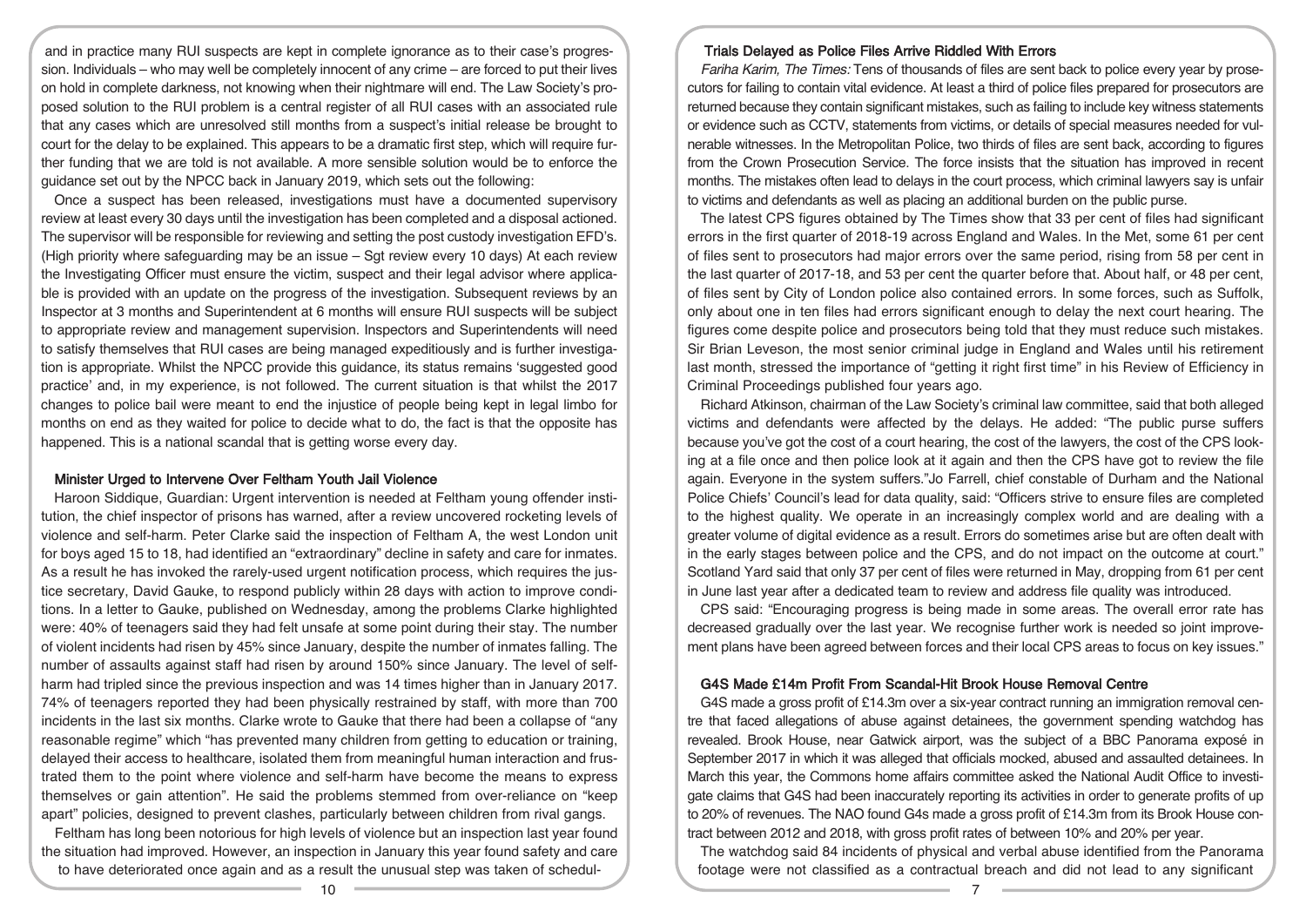and in practice many RUI suspects are kept in complete ignorance as to their case's progression. Individuals – who may well be completely innocent of any crime – are forced to put their lives on hold in complete darkness, not knowing when their nightmare will end. The Law Society's proposed solution to the RUI problem is a central register of all RUI cases with an associated rule that any cases which are unresolved still months from a suspect's initial release be brought to court for the delay to be explained. This appears to be a dramatic first step, which will require further funding that we are told is not available. A more sensible solution would be to enforce the guidance set out by the NPCC back in January 2019, which sets out the following:

Once a suspect has been released, investigations must have a documented supervisory review at least every 30 days until the investigation has been completed and a disposal actioned. The supervisor will be responsible for reviewing and setting the post custody investigation EFD's. (High priority where safeguarding may be an issue – Sgt review every 10 days) At each review the Investigating Officer must ensure the victim, suspect and their legal advisor where applicable is provided with an update on the progress of the investigation. Subsequent reviews by an Inspector at 3 months and Superintendent at 6 months will ensure RUI suspects will be subject to appropriate review and management supervision. Inspectors and Superintendents will need to satisfy themselves that RUI cases are being managed expeditiously and is further investigation is appropriate. Whilst the NPCC provide this guidance, its status remains 'suggested good practice' and, in my experience, is not followed. The current situation is that whilst the 2017 changes to police bail were meant to end the injustice of people being kept in legal limbo for months on end as they waited for police to decide what to do, the fact is that the opposite has happened. This is a national scandal that is getting worse every day.

## Minister Urged to Intervene Over Feltham Youth Jail Violence

Haroon Siddique, Guardian: Urgent intervention is needed at Feltham young offender institution, the chief inspector of prisons has warned, after a review uncovered rocketing levels of violence and self-harm. Peter Clarke said the inspection of Feltham A, the west London unit for boys aged 15 to 18, had identified an "extraordinary" decline in safety and care for inmates. As a result he has invoked the rarely-used urgent notification process, which requires the justice secretary, David Gauke, to respond publicly within 28 days with action to improve conditions. In a letter to Gauke, published on Wednesday, among the problems Clarke highlighted were: 40% of teenagers said they had felt unsafe at some point during their stay. The number of violent incidents had risen by 45% since January, despite the number of inmates falling. The number of assaults against staff had risen by around 150% since January. The level of self-harm had tripled since the previous inspection and was 14 times higher than in January 2017. 74% of teenagers reported they had been physically restrained by staff, with more than 700 incidents in the last six months. Clarke wrote to Gauke that there had been a collapse of "any reasonable regime" which "has prevented many children from getting to education or training, delayed their access to healthcare, isolated them from meaningful human interaction and frustrated them to the point where violence and self-harm have become the means to express themselves or gain attention". He said the problems stemmed from over-reliance on "keep apart" policies, designed to prevent clashes, particularly between children from rival gangs.

Feltham has long been notorious for high levels of violence but an inspection last year found the situation had improved. However, an inspection in January this year found safety and care to have deteriorated once again and as a result the unusual step was taken of schedul-

## Trials Delayed as Police Files Arrive Riddled With Errors

*Fariha Karim, The Times:* Tens of thousands of files are sent back to police every year by prosecutors for failing to contain vital evidence. At least a third of police files prepared for prosecutors are returned because they contain significant mistakes, such as failing to include key witness statements or evidence such as CCTV, statements from victims, or details of special measures needed for vulnerable witnesses. In the Metropolitan Police, two thirds of files are sent back, according to figures from the Crown Prosecution Service. The force insists that the situation has improved in recent months. The mistakes often lead to delays in the court process, which criminal lawyers say is unfair to victims and defendants as well as placing an additional burden on the public purse.

The latest CPS figures obtained by The Times show that 33 per cent of files had significant errors in the first quarter of 2018-19 across England and Wales. In the Met, some 61 per cent of files sent to prosecutors had major errors over the same period, rising from 58 per cent in the last quarter of 2017-18, and 53 per cent the quarter before that. About half, or 48 per cent, of files sent by City of London police also contained errors. In some forces, such as Suffolk, only about one in ten files had errors significant enough to delay the next court hearing. The figures come despite police and prosecutors being told that they must reduce such mistakes. Sir Brian Leveson, the most senior criminal judge in England and Wales until his retirement last month, stressed the importance of "getting it right first time" in his Review of Efficiency in Criminal Proceedings published four years ago.

Richard Atkinson, chairman of the Law Society's criminal law committee, said that both alleged victims and defendants were affected by the delays. He added: "The public purse suffers because you've got the cost of a court hearing, the cost of the lawyers, the cost of the CPS looking at a file once and then police look at it again and then the CPS have got to review the file again. Everyone in the system suffers."Jo Farrell, chief constable of Durham and the National Police Chiefs' Council's lead for data quality, said: "Officers strive to ensure files are completed to the highest quality. We operate in an increasingly complex world and are dealing with a greater volume of digital evidence as a result. Errors do sometimes arise but are often dealt with in the early stages between police and the CPS, and do not impact on the outcome at court." Scotland Yard said that only 37 per cent of files were returned in May, dropping from 61 per cent in June last year after a dedicated team to review and address file quality was introduced.

CPS said: "Encouraging progress is being made in some areas. The overall error rate has decreased gradually over the last year. We recognise further work is needed so joint improvement plans have been agreed between forces and their local CPS areas to focus on key issues."

## G4S Made £14m Profit From Scandal-Hit Brook House Removal Centre

G4S made a gross profit of £14.3m over a six-year contract running an immigration removal centre that faced allegations of abuse against detainees, the government spending watchdog has revealed. Brook House, near Gatwick airport, was the subject of a BBC Panorama exposé in September 2017 in which it was alleged that officials mocked, abused and assaulted detainees. In March this year, the Commons home affairs committee asked the National Audit Office to investigate claims that G4S had been inaccurately reporting its activities in order to generate profits of up to 20% of revenues. The NAO found G4s made a gross profit of £14.3m from its Brook House contract between 2012 and 2018, with gross profit rates of between 10% and 20% per year.

The watchdog said 84 incidents of physical and verbal abuse identified from the Panorama footage were not classified as a contractual breach and did not lead to any significant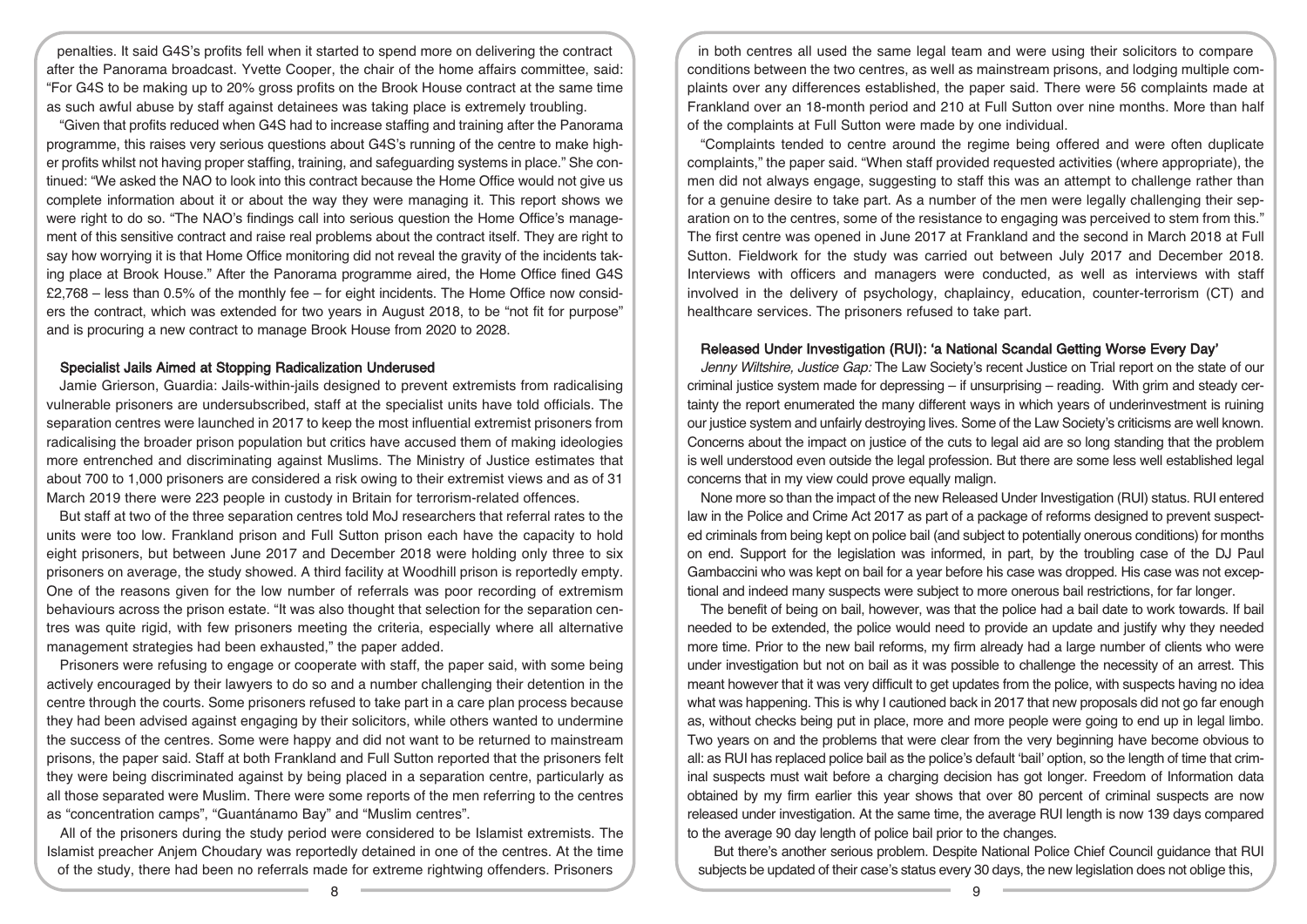penalties. It said G4S's profits fell when it started to spend more on delivering the contract after the Panorama broadcast. Yvette Cooper, the chair of the home affairs committee, said: "For G4S to be making up to 20% gross profits on the Brook House contract at the same time as such awful abuse by staff against detainees was taking place is extremely troubling.

"Given that profits reduced when G4S had to increase staffing and training after the Panorama programme, this raises very serious questions about G4S's running of the centre to make higher profits whilst not having proper staffing, training, and safeguarding systems in place." She continued: "We asked the NAO to look into this contract because the Home Office would not give us complete information about it or about the way they were managing it. This report shows we were right to do so. "The NAO's findings call into serious question the Home Office's management of this sensitive contract and raise real problems about the contract itself. They are right to say how worrying it is that Home Office monitoring did not reveal the gravity of the incidents taking place at Brook House." After the Panorama programme aired, the Home Office fined G4S £2,768 – less than 0.5% of the monthly fee – for eight incidents. The Home Office now considers the contract, which was extended for two years in August 2018, to be "not fit for purpose" and is procuring a new contract to manage Brook House from 2020 to 2028.

### Specialist Jails Aimed at Stopping Radicalization Underused

Jamie Grierson, Guardia: Jails-within-jails designed to prevent extremists from radicalising vulnerable prisoners are undersubscribed, staff at the specialist units have told officials. The separation centres were launched in 2017 to keep the most influential extremist prisoners from radicalising the broader prison population but critics have accused them of making ideologies more entrenched and discriminating against Muslims. The Ministry of Justice estimates that about 700 to 1,000 prisoners are considered a risk owing to their extremist views and as of 31 March 2019 there were 223 people in custody in Britain for terrorism-related offences.

But staff at two of the three separation centres told MoJ researchers that referral rates to the units were too low. Frankland prison and Full Sutton prison each have the capacity to hold eight prisoners, but between June 2017 and December 2018 were holding only three to six prisoners on average, the study showed. A third facility at Woodhill prison is reportedly empty. One of the reasons given for the low number of referrals was poor recording of extremism behaviours across the prison estate. "It was also thought that selection for the separation centres was quite rigid, with few prisoners meeting the criteria, especially where all alternative management strategies had been exhausted," the paper added.

Prisoners were refusing to engage or cooperate with staff, the paper said, with some being actively encouraged by their lawyers to do so and a number challenging their detention in the centre through the courts. Some prisoners refused to take part in a care plan process because they had been advised against engaging by their solicitors, while others wanted to undermine the success of the centres. Some were happy and did not want to be returned to mainstream prisons, the paper said. Staff at both Frankland and Full Sutton reported that the prisoners felt they were being discriminated against by being placed in a separation centre, particularly as all those separated were Muslim. There were some reports of the men referring to the centres as "concentration camps", "Guantánamo Bay" and "Muslim centres".

All of the prisoners during the study period were considered to be Islamist extremists. The Islamist preacher Anjem Choudary was reportedly detained in one of the centres. At the time of the study, there had been no referrals made for extreme rightwing offenders. Prisoners in both centres all used the same legal team and were using their solicitors to compare conditions between the two centres, as well as mainstream prisons, and lodging multiple complaints over any differences established, the paper said. There were 56 complaints made at Frankland over an 18-month period and 210 at Full Sutton over nine months. More than half of the complaints at Full Sutton were made by one individual.

"Complaints tended to centre around the regime being offered and were often duplicate complaints," the paper said. "When staff provided requested activities (where appropriate), the men did not always engage, suggesting to staff this was an attempt to challenge rather than for a genuine desire to take part. As a number of the men were legally challenging their separation on to the centres, some of the resistance to engaging was perceived to stem from this." The first centre was opened in June 2017 at Frankland and the second in March 2018 at Full Sutton. Fieldwork for the study was carried out between July 2017 and December 2018. Interviews with officers and managers were conducted, as well as interviews with staff involved in the delivery of psychology, chaplaincy, education, counter-terrorism (CT) and healthcare services. The prisoners refused to take part.

### Released Under Investigation (RUI): 'a National Scandal Getting Worse Every Day'

*Jenny Wiltshire, Justice Gap:* The Law Society's recent Justice on Trial report on the state of our criminal justice system made for depressing – if unsurprising – reading. With grim and steady certainty the report enumerated the many different ways in which years of underinvestment is ruining our justice system and unfairly destroying lives. Some of the Law Society's criticisms are well known. Concerns about the impact on justice of the cuts to legal aid are so long standing that the problem is well understood even outside the legal profession. But there are some less well established legal concerns that in my view could prove equally malign.

None more so than the impact of the new Released Under Investigation (RUI) status. RUI entered law in the Police and Crime Act 2017 as part of a package of reforms designed to prevent suspected criminals from being kept on police bail (and subject to potentially onerous conditions) for months on end. Support for the legislation was informed, in part, by the troubling case of the DJ Paul Gambaccini who was kept on bail for a year before his case was dropped. His case was not exceptional and indeed many suspects were subject to more onerous bail restrictions, for far longer.

The benefit of being on bail, however, was that the police had a bail date to work towards. If bail needed to be extended, the police would need to provide an update and justify why they needed more time. Prior to the new bail reforms, my firm already had a large number of clients who were under investigation but not on bail as it was possible to challenge the necessity of an arrest. This meant however that it was very difficult to get updates from the police, with suspects having no idea what was happening. This is why I cautioned back in 2017 that new proposals did not go far enough as, without checks being put in place, more and more people were going to end up in legal limbo. Two years on and the problems that were clear from the very beginning have become obvious to all: as RUI has replaced police bail as the police's default 'bail' option, so the length of time that criminal suspects must wait before a charging decision has got longer. Freedom of Information data obtained by my firm earlier this year shows that over 80 percent of criminal suspects are now released under investigation. At the same time, the average RUI length is now 139 days compared to the average 90 day length of police bail prior to the changes.

But there's another serious problem. Despite National Police Chief Council guidance that RUI subjects be updated of their case's status every 30 days, the new legislation does not oblige this,